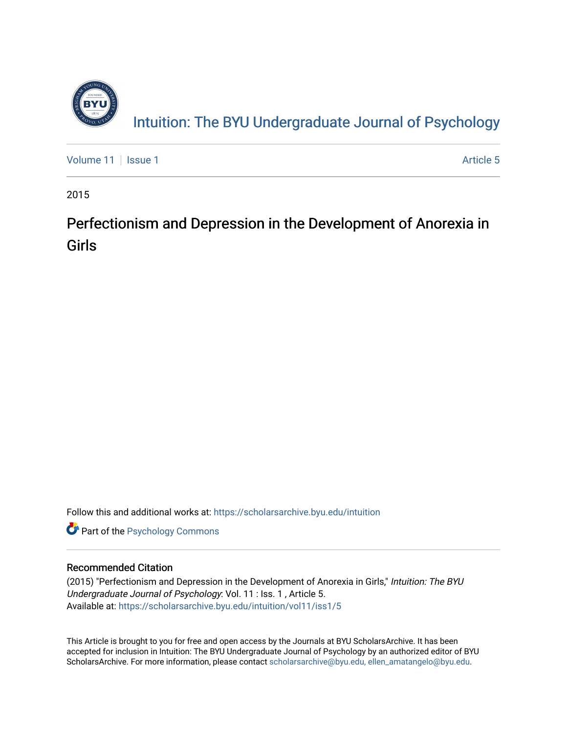Intution: The BYU Undergraduate Journal of Psychology

Volume 11 | Issue 1 Article 5

2015

# Perfectionism and Depression in the Development of Anorexia in Girls

Follow this and additional works at: https://scholarsarchive.byu.edu/intuition

Part of the Psychology Commons

## Recommended Citation

(2015) "Perfectionism and Depression in the Development of Anorexia in Girls," *Intuition: The BYU Undergraduate Journal of Psychology*: Vol. 11 : Iss. 1 , Article 5.
Available at: https://scholarsarchive.byu.edu/intuition/vol11/iss1/5

This Article is brought to you for free and open access by the Journals at BYU ScholarsArchive. It has been accepted for inclusion in Intuition: The BYU Undergraduate Journal of Psychology by an authorized editor of BYU ScholarsArchive. For more information, please contact scholarsarchive@byu.edu, ellen_amatangelo@byu.edu.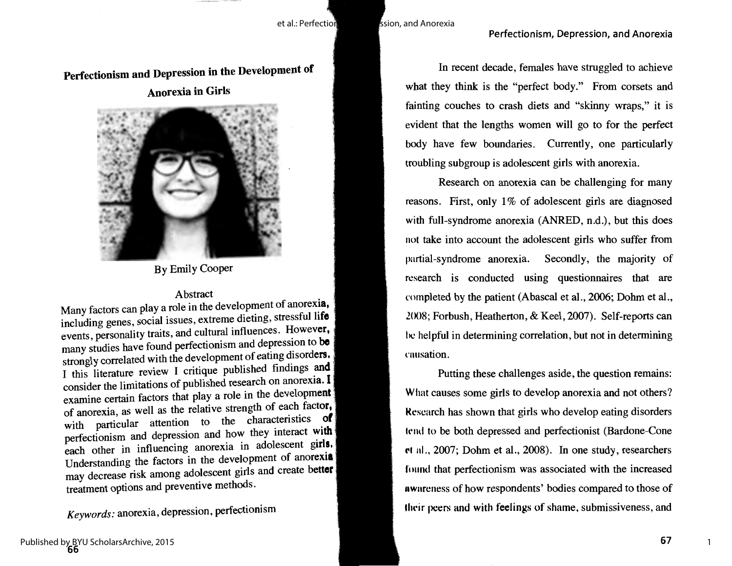# Perfectionism and Depression in the Development of Anorexia in Girls

By Emily Cooper

## Abstract

Many factors can play a role in the development of anorexia, including genes, social issues, extreme dieting, stressful life events, personality traits, and cultural influences. However, many studies have found perfectionism and depression to be strongly correlated with the development of eating disorders. I this literature review I critique published findings and consider the limitations of published research on anorexia. I examine certain factors that play a role in the development of anorexia, as well as the relative strength of each factor, with particular attention to the characteristics of perfectionism and depression and how they interact with each other in influencing anorexia in adolescent girls. Understanding the factors in the development of anorexia may decrease risk among adolescent girls and create better treatment options and preventive methods.

*Keywords:* anorexia, depression, perfectionism

In recent decade, females have struggled to achieve what they think is the "perfect body." From corsets and fainting couches to crash diets and "skinny wraps," it is evident that the lengths women will go to for the perfect body have few boundaries. Currently, one particularly troubling subgroup is adolescent girls with anorexia.

Research on anorexia can be challenging for many reasons. First, only 1% of adolescent girls are diagnosed with full-syndrome anorexia (ANRED, n.d.), but this does not take into account the adolescent girls who suffer from partial-syndrome anorexia. Secondly, the majority of research is conducted using questionnaires that are completed by the patient (Abascal et al., 2006; Dohm et al., 2008; Forbush, Heatherton, & Keel, 2007). Self-reports can be helpful in determining correlation, but not in determining causation.

Putting these challenges aside, the question remains: What causes some girls to develop anorexia and not others? Research has shown that girls who develop eating disorders tend to be both depressed and perfectionist (Bardone-Cone et al., 2007; Dohm et al., 2008). In one study, researchers found that perfectionism was associated with the increased awareness of how respondents' bodies compared to those of their peers and with feelings of shame, submissiveness, and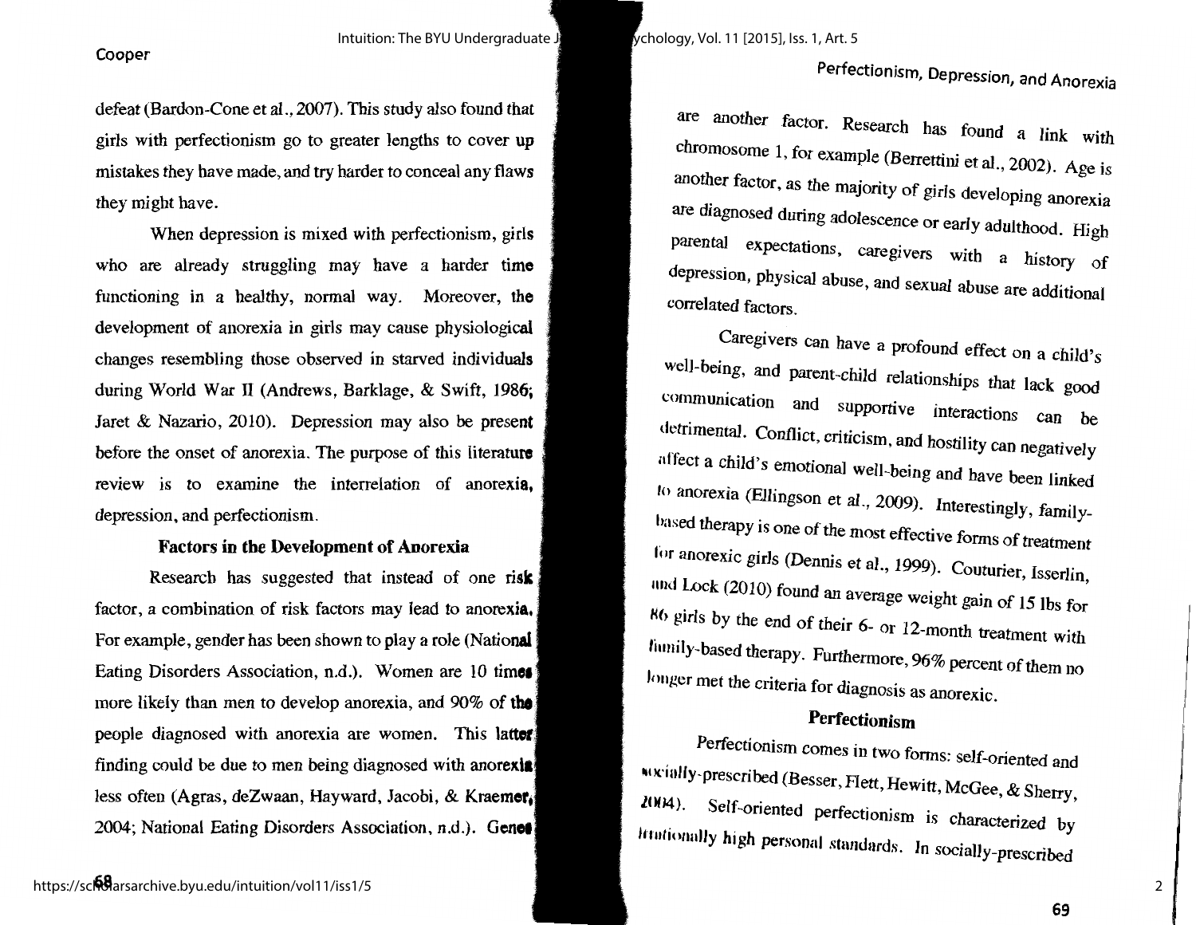defeat (Bardon-Cone et al., 2007). This study also found that girls with perfectionism go to greater lengths to cover up mistakes they have made, and try harder to conceal any flaws they might have.

When depression is mixed with perfectionism, girls who are already struggling may have a harder time functioning in a healthy, normal way. Moreover, the development of anorexia in girls may cause physiological changes resembling those observed in starved individuals during World War II (Andrews, Barklage, & Swift, 1986; Jaret & Nazario, 2010). Depression may also be present before the onset of anorexia. The purpose of this literature review is to examine the interrelation of anorexia, depression, and perfectionism.

## Factors in the Development of Anorexia

Research has suggested that instead of one risk factor, a combination of risk factors may lead to anorexia. For example, gender has been shown to play a role (National Eating Disorders Association, n.d.). Women are 10 times more likely than men to develop anorexia, and 90% of the people diagnosed with anorexia are women. This latter finding could be due to men being diagnosed with anorexia less often (Agras, deZwaan, Hayward, Jacobi, & Kraemer, 2004; National Eating Disorders Association, n.d.). Genes are another factor. Research has found a link with chromosome 1, for example (Berrettini et al., 2002). Age is another factor, as the majority of girls developing anorexia are diagnosed during adolescence or early adulthood. High parental expectations, caregivers with a history of depression, physical abuse, and sexual abuse are additional correlated factors.

Caregivers can have a profound effect on a child's well-being, and parent-child relationships that lack good communication and supportive interactions can be detrimental. Conflict, criticism, and hostility can negatively affect a child's emotional well-being and have been linked to anorexia (Ellingson et al., 2009). Interestingly, family-based therapy is one of the most effective forms of treatment for anorexic girls (Dennis et al., 1999). Couturier, Isserlin, and Lock (2010) found an average weight gain of 15 lbs for 86 girls by the end of their 6- or 12-month treatment with family-based therapy. Furthermore, 96% percent of them no longer met the criteria for diagnosis as anorexic.

## Perfectionism

Perfectionism comes in two forms: self-oriented and socially-prescribed (Besser, Flett, Hewitt, McGee, & Sherry, 2004). Self-oriented perfectionism is characterized by irrationally high personal standards. In socially-prescribed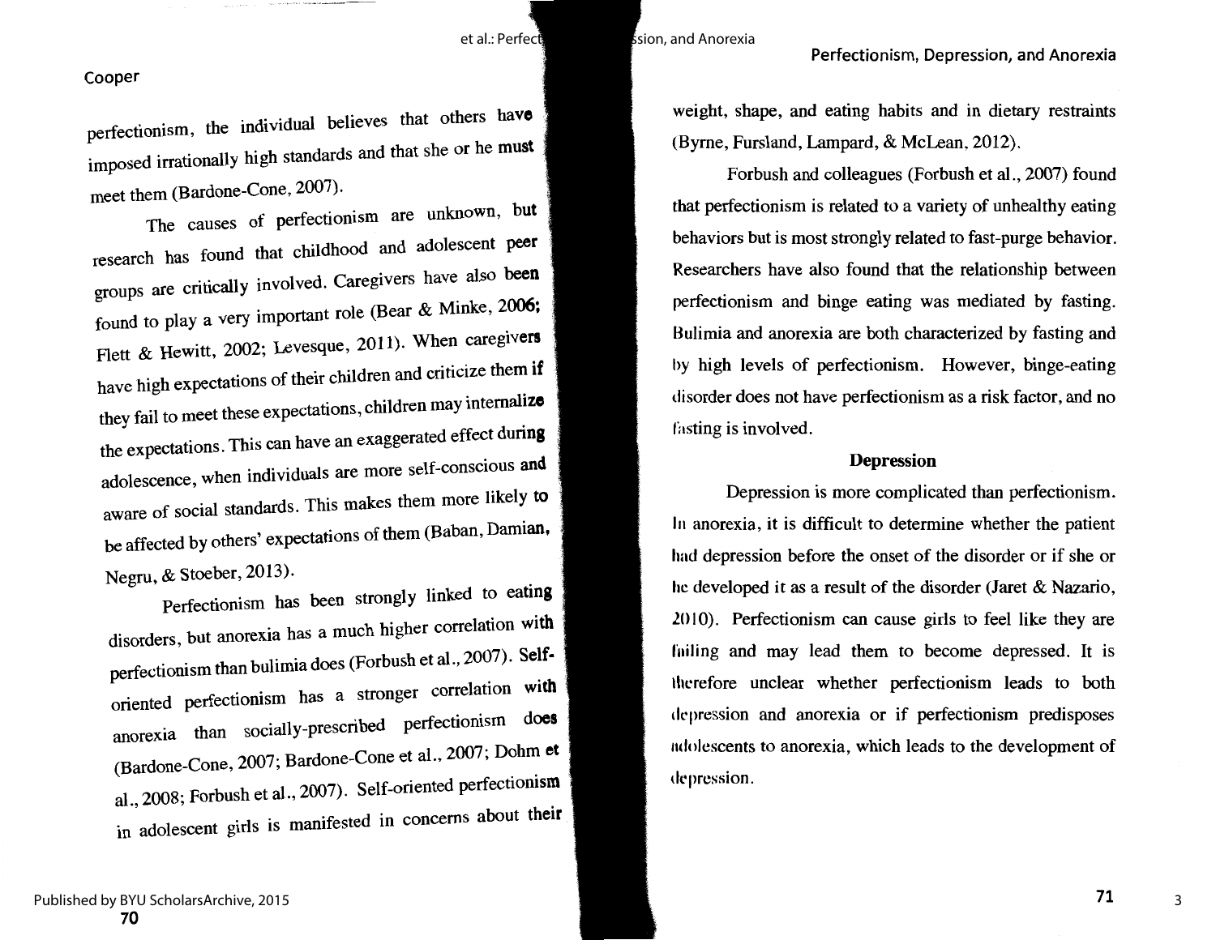perfectionism, the individual believes that others have imposed irrationally high standards and that she or he must meet them (Bardone-Cone, 2007).

The causes of perfectionism are unknown, but research has found that childhood and adolescent peer groups are critically involved. Caregivers have also been found to play a very important role (Bear & Minke, 2006; Flett & Hewitt, 2002; Levesque, 2011). When caregivers have high expectations of their children and criticize them if they fail to meet these expectations, children may internalize the expectations. This can have an exaggerated effect during adolescence, when individuals are more self-conscious and aware of social standards. This makes them more likely to be affected by others' expectations of them (Baban, Damian, Negru, & Stoeber, 2013).

Perfectionism has been strongly linked to eating disorders, but anorexia has a much higher correlation with perfectionism than bulimia does (Forbush et al., 2007). Self-oriented perfectionism has a stronger correlation with anorexia than socially-prescribed perfectionism does (Bardone-Cone, 2007; Bardone-Cone et al., 2007; Dohm et al., 2008; Forbush et al., 2007). Self-oriented perfectionism in adolescent girls is manifested in concerns about their weight, shape, and eating habits and in dietary restraints (Byrne, Fursland, Lampard, & McLean, 2012).

Forbush and colleagues (Forbush et al., 2007) found that perfectionism is related to a variety of unhealthy eating behaviors but is most strongly related to fast-purge behavior. Researchers have also found that the relationship between perfectionism and binge eating was mediated by fasting. Bulimia and anorexia are both characterized by fasting and by high levels of perfectionism. However, binge-eating disorder does not have perfectionism as a risk factor, and no fasting is involved.

## Depression

Depression is more complicated than perfectionism. In anorexia, it is difficult to determine whether the patient had depression before the onset of the disorder or if she or he developed it as a result of the disorder (Jaret & Nazario, 2010). Perfectionism can cause girls to feel like they are failing and may lead them to become depressed. It is therefore unclear whether perfectionism leads to both depression and anorexia or if perfectionism predisposes adolescents to anorexia, which leads to the development of depression.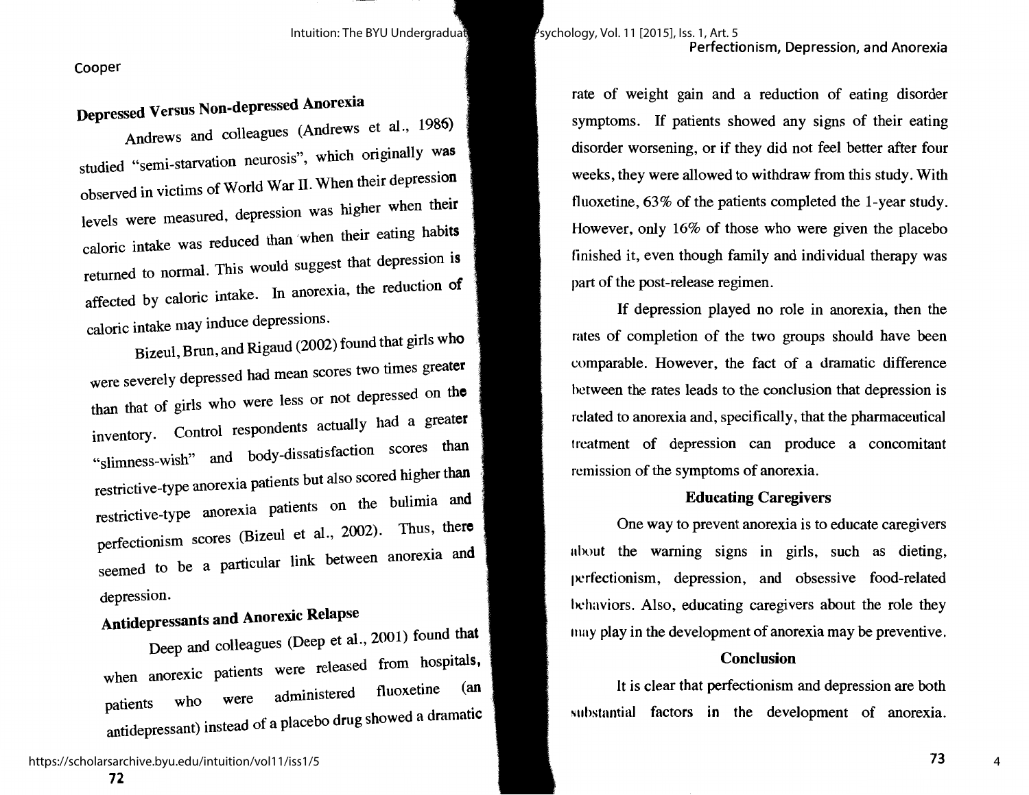## Depressed Versus Non-depressed Anorexia

Andrews and colleagues (Andrews et al., 1986) studied "semi-starvation neurosis", which originally was observed in victims of World War II. When their depression levels were measured, depression was higher when their caloric intake was reduced than when their eating habits returned to normal. This would suggest that depression is affected by caloric intake. In anorexia, the reduction of caloric intake may induce depressions.

Bizeul, Brun, and Rigaud (2002) found that girls who were severely depressed had mean scores two times greater than that of girls who were less or not depressed on the inventory. Control respondents actually had a greater "slimness-wish" and body-dissatisfaction scores than restrictive-type anorexia patients but also scored higher than restrictive-type anorexia patients on the bulimia and perfectionism scores (Bizeul et al., 2002). Thus, there seemed to be a particular link between anorexia and depression.

## Antidepressants and Anorexic Relapse

Deep and colleagues (Deep et al., 2001) found that when anorexic patients were released from hospitals, patients who were administered fluoxetine (an antidepressant) instead of a placebo drug showed a dramatic rate of weight gain and a reduction of eating disorder symptoms. If patients showed any signs of their eating disorder worsening, or if they did not feel better after four weeks, they were allowed to withdraw from this study. With fluoxetine, 63% of the patients completed the 1-year study. However, only 16% of those who were given the placebo finished it, even though family and individual therapy was part of the post-release regimen.

If depression played no role in anorexia, then the rates of completion of the two groups should have been comparable. However, the fact of a dramatic difference between the rates leads to the conclusion that depression is related to anorexia and, specifically, that the pharmaceutical treatment of depression can produce a concomitant remission of the symptoms of anorexia.

## Educating Caregivers

One way to prevent anorexia is to educate caregivers about the warning signs in girls, such as dieting, perfectionism, depression, and obsessive food-related behaviors. Also, educating caregivers about the role they may play in the development of anorexia may be preventive.

## Conclusion

It is clear that perfectionism and depression are both substantial factors in the development of anorexia.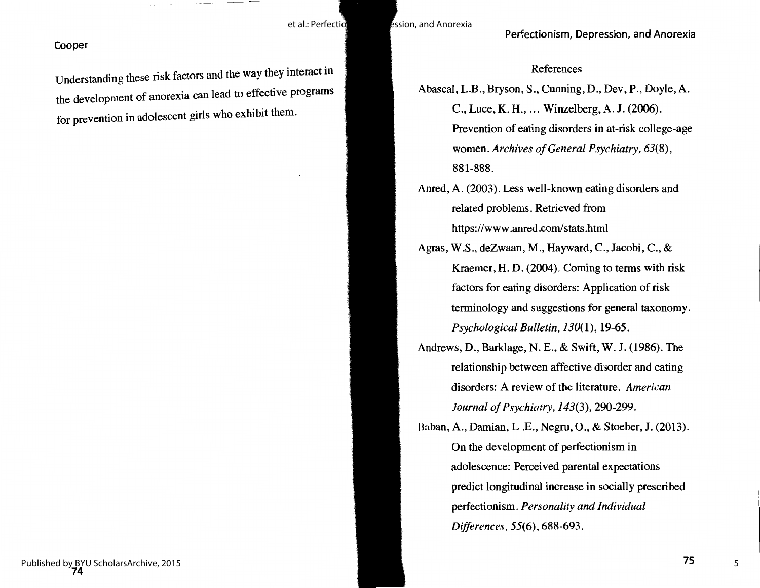Understanding these risk factors and the way they interact in the development of anorexia can lead to effective programs for prevention in adolescent girls who exhibit them.

## References

Abascal, L.B., Bryson, S., Cunning, D., Dev, P., Doyle, A. C., Luce, K. H., ... Winzelberg, A. J. (2006). Prevention of eating disorders in at-risk college-age women. *Archives of General Psychiatry, 63*(8), 881-888.

Anred, A. (2003). Less well-known eating disorders and related problems. Retrieved from https://www.anred.com/stats.html

Agras, W.S., deZwaan, M., Hayward, C., Jacobi, C., & Kraemer, H. D. (2004). Coming to terms with risk factors for eating disorders: Application of risk terminology and suggestions for general taxonomy. *Psychological Bulletin, 130*(1), 19-65.

Andrews, D., Barklage, N. E., & Swift, W. J. (1986). The relationship between affective disorder and eating disorders: A review of the literature. *American Journal of Psychiatry, 143*(3), 290-299.

Baban, A., Damian, L .E., Negru, O., & Stoeber, J. (2013). On the development of perfectionism in adolescence: Perceived parental expectations predict longitudinal increase in socially prescribed perfectionism. *Personality and Individual Differences, 55*(6), 688-693.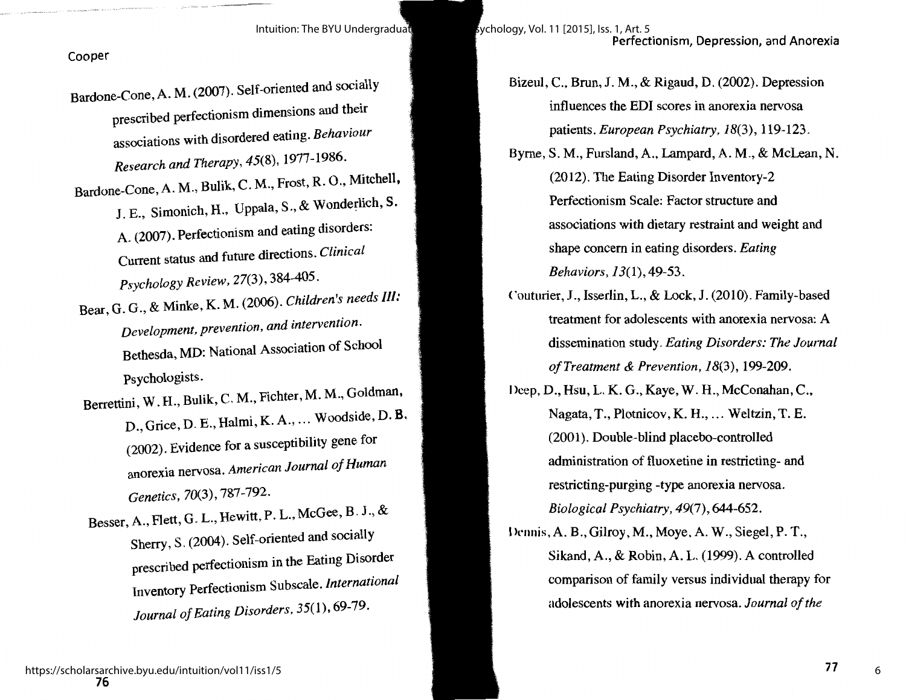Bardone-Cone, A. M. (2007). Self-oriented and socially prescribed perfectionism dimensions and their associations with disordered eating. *Behaviour Research and Therapy*, *45*(8), 1977-1986.

Bardone-Cone, A. M., Bulik, C. M., Frost, R. O., Mitchell, J. E., Simonich, H., Uppala, S., & Wonderlich, S. A. (2007). Perfectionism and eating disorders: Current status and future directions. *Clinical Psychology Review*, *27*(3), 384-405.

Bear, G. G., & Minke, K. M. (2006). *Children's needs III: Development, prevention, and intervention.* Bethesda, MD: National Association of School Psychologists.

Berrettini, W. H., Bulik, C. M., Fichter, M. M., Goldman, D., Grice, D. E., Halmi, K. A., ... Woodside, D. B. (2002). Evidence for a susceptibility gene for anorexia nervosa. *American Journal of Human Genetics*, *70*(3), 787-792.

Besser, A., Flett, G. L., Hewitt, P. L., McGee, B. J., & Sherry, S. (2004). Self-oriented and socially prescribed perfectionism in the Eating Disorder Inventory Perfectionism Subscale. *International Journal of Eating Disorders*, *35*(1), 69-79.

Bizeul, C., Brun, J. M., & Rigaud, D. (2002). Depression influences the EDI scores in anorexia nervosa patients. *European Psychiatry*, *18*(3), 119-123.

Byrne, S. M., Fursland, A., Lampard, A. M., & McLean, N. (2012). The Eating Disorder Inventory-2 Perfectionism Scale: Factor structure and associations with dietary restraint and weight and shape concern in eating disorders. *Eating Behaviors*, *13*(1), 49-53.

Couturier, J., Isserlin, L., & Lock, J. (2010). Family-based treatment for adolescents with anorexia nervosa: A dissemination study. *Eating Disorders: The Journal of Treatment & Prevention*, *18*(3), 199-209.

Deep, D., Hsu, L. K. G., Kaye, W. H., McConahan, C., Nagata, T., Plotnicov, K. H., ... Weltzin, T. E. (2001). Double-blind placebo-controlled administration of fluoxetine in restricting- and restricting-purging -type anorexia nervosa. *Biological Psychiatry*, *49*(7), 644-652.

Dennis, A. B., Gilroy, M., Moye, A. W., Siegel, P. T., Sikand, A., & Robin, A. L. (1999). A controlled comparison of family versus individual therapy for adolescents with anorexia nervosa. *Journal of the*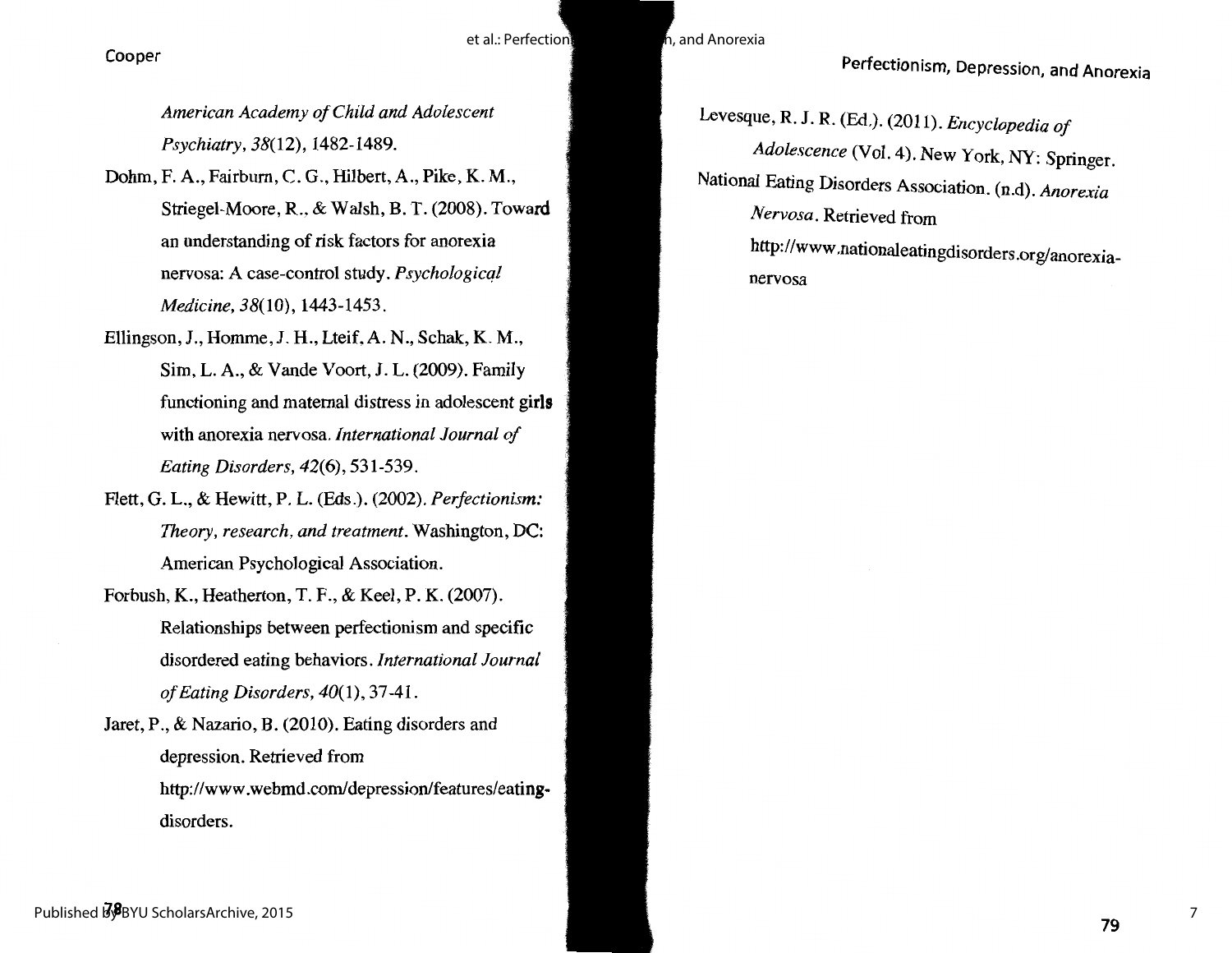American Academy of Child and Adolescent Psychiatry, 38(12), 1482-1489.

Dohm, F. A., Fairburn, C. G., Hilbert, A., Pike, K. M., Striegel-Moore, R., & Walsh, B. T. (2008). Toward an understanding of risk factors for anorexia nervosa: A case-control study. *Psychological Medicine, 38*(10), 1443-1453.

Ellingson, J., Homme, J. H., Lteif, A. N., Schak, K. M., Sim, L. A., & Vande Voort, J. L. (2009). Family functioning and maternal distress in adolescent girls with anorexia nervosa. *International Journal of Eating Disorders, 42*(6), 531-539.

Flett, G. L., & Hewitt, P. L. (Eds.). (2002). *Perfectionism: Theory, research, and treatment*. Washington, DC: American Psychological Association.

Forbush, K., Heatherton, T. F., & Keel, P. K. (2007). Relationships between perfectionism and specific disordered eating behaviors. *International Journal of Eating Disorders, 40*(1), 37-41.

Jaret, P., & Nazario, B. (2010). Eating disorders and depression. Retrieved from http://www.webmd.com/depression/features/eating-disorders.

Levesque, R. J. R. (Ed.). (2011). *Encyclopedia of Adolescence* (Vol. 4). New York, NY: Springer.

National Eating Disorders Association. (n.d). *Anorexia Nervosa*. Retrieved from http://www.nationaleatingdisorders.org/anorexia-nervosa